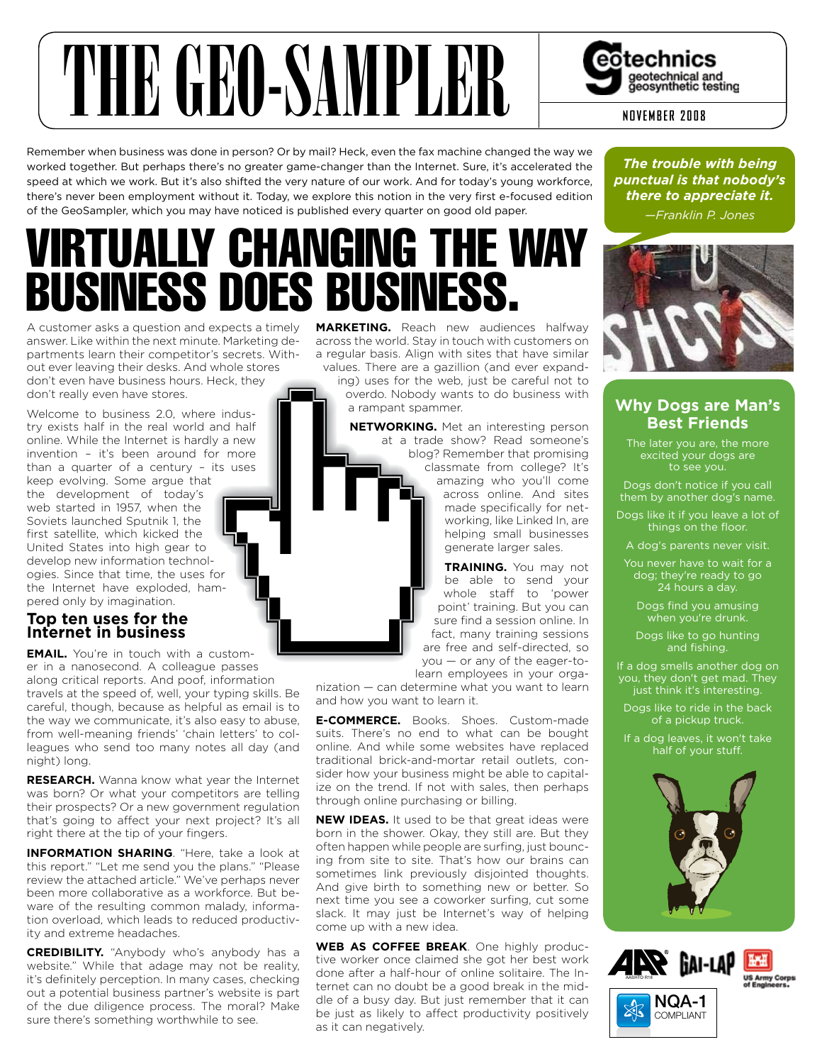# THE GEO-SAMPLER

geotechnics — geotechnical and geosynthetic testing

NOVEMBER 2008

Remember when business was done in person? Or by mail? Heck, even the fax machine changed the way we worked together. But perhaps there's no greater game-changer than the Internet. Sure, it's accelerated the speed at which we work. But it's also shifted the very nature of our work. And for today's young workforce, there's never been employment without it. Today, we explore this notion in the very first e-focused edition of the GeoSampler, which you may have noticed is published every quarter on good old paper.

# VIRTUALLY CHANGING THE WAY BUSINESS DOES BUSINESS.

A customer asks a question and expects a timely answer. Like within the next minute. Marketing departments learn their competitor's secrets. Without ever leaving their desks. And whole stores don't even have business hours. Heck, they don't really even have stores.

Welcome to business 2.0, where industry exists half in the real world and half online. While the Internet is hardly a new invention – it's been around for more than a quarter of a century – its uses keep evolving. Some argue that the development of today's web started in 1957, when the Soviets launched Sputnik 1, the first satellite, which kicked the United States into high gear to develop new information technologies. Since that time, the uses for the Internet have exploded, hampered only by imagination.

## Top ten uses for the Internet in business

**EMAIL.** You're in touch with a customer in a nanosecond. A colleague passes along critical reports. And poof, information travels at the speed of, well, your typing skills. Be careful, though, because as helpful as email is to the way we communicate, it's also easy to abuse, from well-meaning friends' 'chain letters' to colleagues who send too many notes all day (and night) long.

**RESEARCH.** Wanna know what year the Internet was born? Or what your competitors are telling their prospects? Or a new government regulation that's going to affect your next project? It's all right there at the tip of your fingers.

**INFORMATION SHARING**. "Here, take a look at this report." "Let me send you the plans." "Please review the attached article." We've perhaps never been more collaborative as a workforce. But beware of the resulting common malady, information overload, which leads to reduced productivity and extreme headaches.

**CREDIBILITY.** "Anybody who's anybody has a website." While that adage may not be reality, it's definitely perception. In many cases, checking out a potential business partner's website is part of the due diligence process. The moral? Make sure there's something worthwhile to see.

**MARKETING.** Reach new audiences halfway across the world. Stay in touch with customers on a regular basis. Align with sites that have similar values. There are a gazillion (and ever expanding) uses for the web, just be careful not to overdo. Nobody wants to do business with a rampant spammer.

**NETWORKING.** Met an interesting person at a trade show? Read someone's blog? Remember that promising classmate from college? It's amazing who you'll come across online. And sites made specifically for networking, like Linked In, are helping small businesses generate larger sales.

**TRAINING.** You may not be able to send your whole staff to 'power point' training. But you can sure find a session online. In fact, many training sessions are free and self-directed, so you — or any of the eager-to-learn employees in your organization — can determine what you want to learn and how you want to learn it.

**E-COMMERCE.** Books. Shoes. Custom-made suits. There's no end to what can be bought online. And while some websites have replaced traditional brick-and-mortar retail outlets, consider how your business might be able to capitalize on the trend. If not with sales, then perhaps through online purchasing or billing.

**NEW IDEAS.** It used to be that great ideas were born in the shower. Okay, they still are. But they often happen while people are surfing, just bouncing from site to site. That's how our brains can sometimes link previously disjointed thoughts. And give birth to something new or better. So next time you see a coworker surfing, cut some slack. It may just be Internet's way of helping come up with a new idea.

**WEB AS COFFEE BREAK**. One highly productive worker once claimed she got her best work done after a half-hour of online solitaire. The Internet can no doubt be a good break in the middle of a busy day. But just remember that it can be just as likely to affect productivity positively as it can negatively.

***The trouble with being punctual is that nobody's there to appreciate it.***
*—Franklin P. Jones*

## Why Dogs are Man's Best Friends

The later you are, the more excited your dogs are to see you.

Dogs don't notice if you call them by another dog's name.

Dogs like it if you leave a lot of things on the floor.

A dog's parents never visit.

You never have to wait for a dog; they're ready to go 24 hours a day.

Dogs find you amusing when you're drunk.

Dogs like to go hunting and fishing.

If a dog smells another dog on you, they don't get mad. They just think it's interesting.

Dogs like to ride in the back of a pickup truck.

If a dog leaves, it won't take half of your stuff.

AAP AASHTO R18 · GAI-LAP · US Army Corps of Engineers · NQA-1 COMPLIANT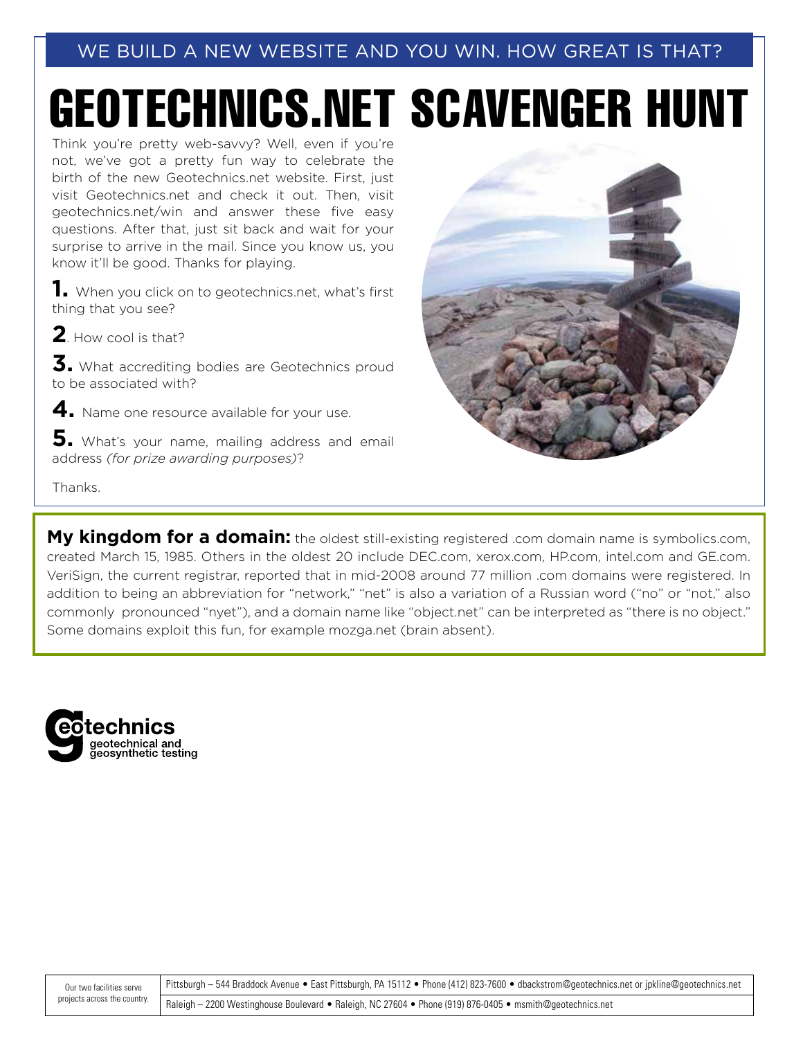WE BUILD A NEW WEBSITE AND YOU WIN. HOW GREAT IS THAT?

# GEOTECHNICS.NET SCAVENGER HUNT

Think you're pretty web-savvy? Well, even if you're not, we've got a pretty fun way to celebrate the birth of the new Geotechnics.net website. First, just visit Geotechnics.net and check it out. Then, visit geotechnics.net/win and answer these five easy questions. After that, just sit back and wait for your surprise to arrive in the mail. Since you know us, you know it'll be good. Thanks for playing.

**1.** When you click on to geotechnics.net, what's first thing that you see?

**2**. How cool is that?

**3.** What accrediting bodies are Geotechnics proud to be associated with?

**4.** Name one resource available for your use.

**5.** What's your name, mailing address and email address *(for prize awarding purposes)*?

Thanks.

**My kingdom for a domain:** the oldest still-existing registered .com domain name is symbolics.com, created March 15, 1985. Others in the oldest 20 include DEC.com, xerox.com, HP.com, intel.com and GE.com. VeriSign, the current registrar, reported that in mid-2008 around 77 million .com domains were registered. In addition to being an abbreviation for "network," "net" is also a variation of a Russian word ("no" or "not," also commonly pronounced "nyet"), and a domain name like "object.net" can be interpreted as "there is no object." Some domains exploit this fun, for example mozga.net (brain absent).

geotechnics
geotechnical and geosynthetic testing

Our two facilities serve projects across the country.

Pittsburgh – 544 Braddock Avenue • East Pittsburgh, PA 15112 • Phone (412) 823-7600 • dbackstrom@geotechnics.net or jpkline@geotechnics.net

Raleigh – 2200 Westinghouse Boulevard • Raleigh, NC 27604 • Phone (919) 876-0405 • msmith@geotechnics.net